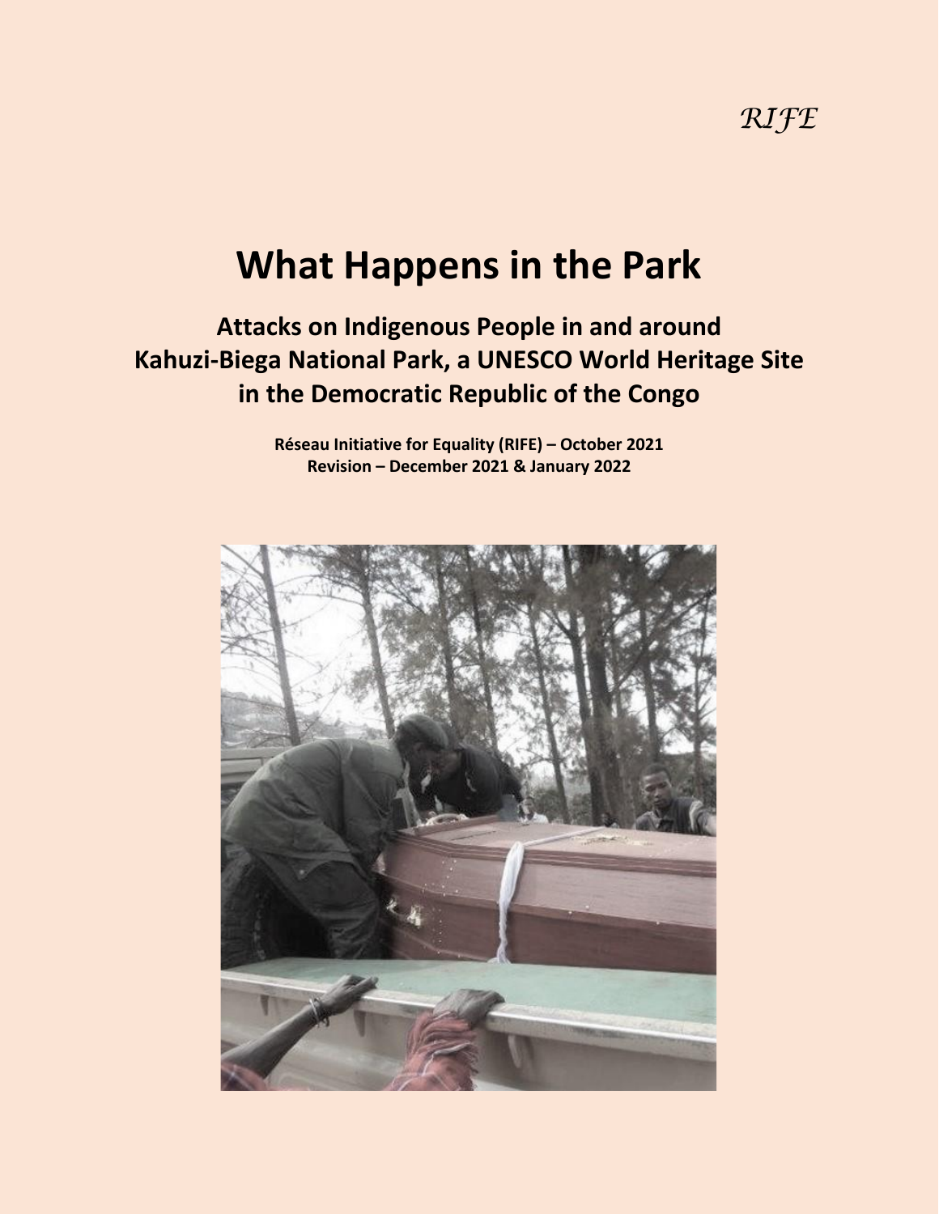*RIFE*

# What Happens in the Park

## Attacks on Indigenous People in and around Kahuzi-Biega National Park, a UNESCO World Heritage Site in the Democratic Republic of the Congo

**Réseau Initiative for Equality (RIFE) – October 2021**
**Revision – December 2021 & January 2022**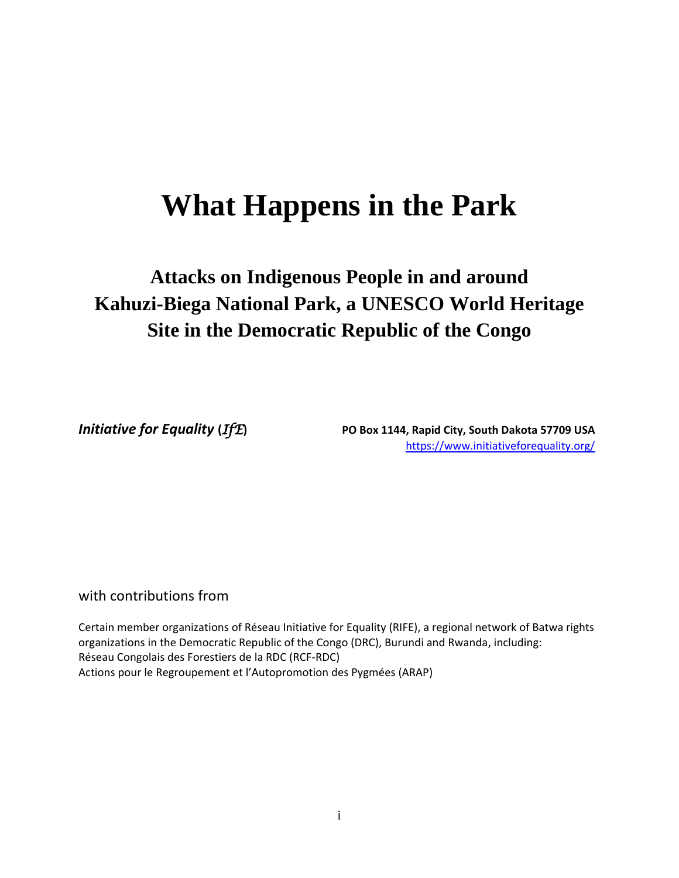# What Happens in the Park

## Attacks on Indigenous People in and around Kahuzi-Biega National Park, a UNESCO World Heritage Site in the Democratic Republic of the Congo

***Initiative for Equality*** **(*IfE*)**

**PO Box 1144, Rapid City, South Dakota 57709 USA**
https://www.initiativeforequality.org/

with contributions from

Certain member organizations of Réseau Initiative for Equality (RIFE), a regional network of Batwa rights organizations in the Democratic Republic of the Congo (DRC), Burundi and Rwanda, including:
Réseau Congolais des Forestiers de la RDC (RCF-RDC)
Actions pour le Regroupement et l'Autopromotion des Pygmées (ARAP)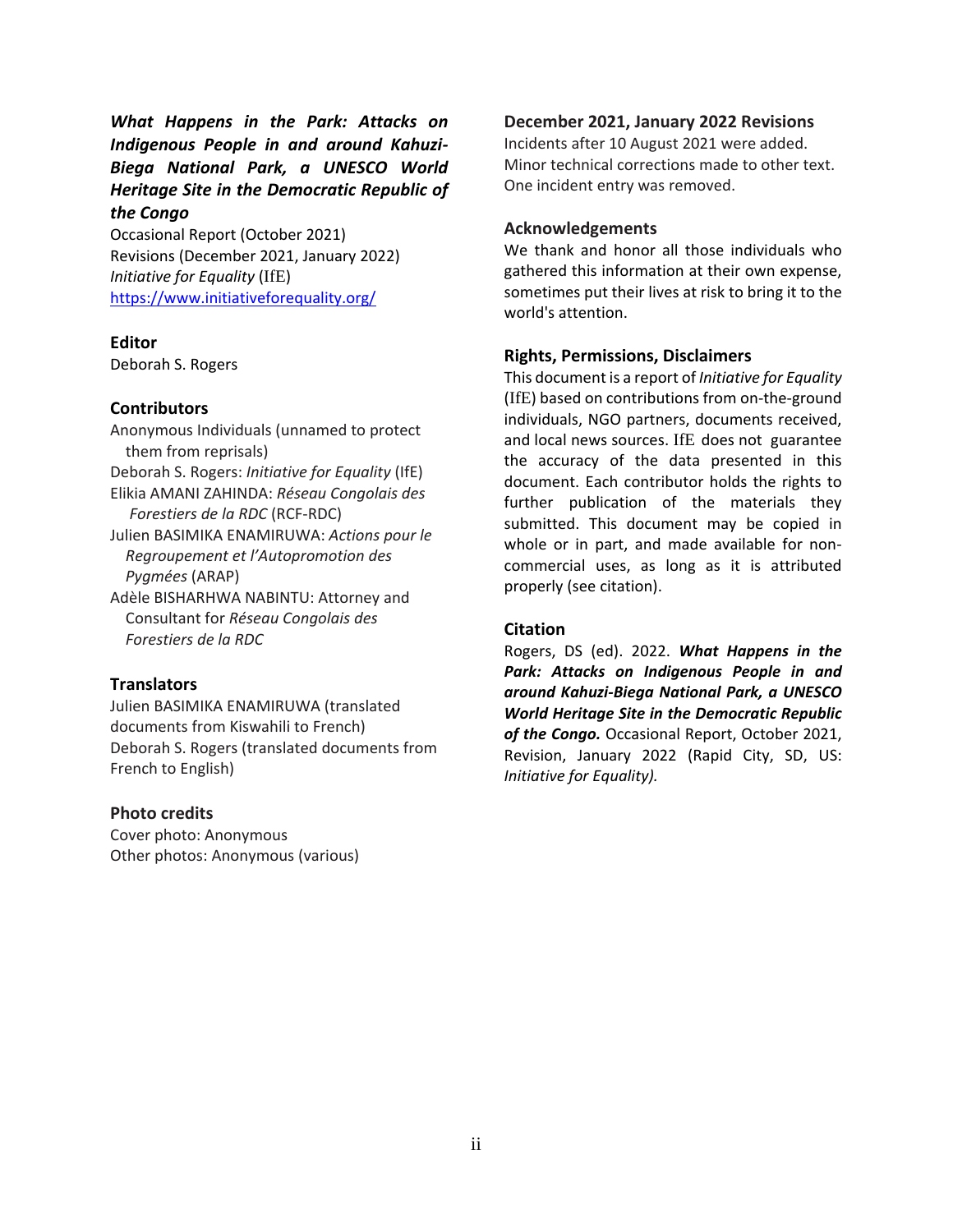***What Happens in the Park: Attacks on Indigenous People in and around Kahuzi-Biega National Park, a UNESCO World Heritage Site in the Democratic Republic of the Congo***

Occasional Report (October 2021)
Revisions (December 2021, January 2022)
*Initiative for Equality* (IfE)
https://www.initiativeforequality.org/

**Editor**

Deborah S. Rogers

**Contributors**

Anonymous Individuals (unnamed to protect them from reprisals)
Deborah S. Rogers: *Initiative for Equality* (IfE)
Elikia AMANI ZAHINDA: *Réseau Congolais des Forestiers de la RDC* (RCF-RDC)
Julien BASIMIKA ENAMIRUWA: *Actions pour le Regroupement et l'Autopromotion des Pygmées* (ARAP)
Adèle BISHARHWA NABINTU: Attorney and Consultant for *Réseau Congolais des Forestiers de la RDC*

**Translators**

Julien BASIMIKA ENAMIRUWA (translated documents from Kiswahili to French)
Deborah S. Rogers (translated documents from French to English)

**Photo credits**

Cover photo: Anonymous
Other photos: Anonymous (various)

**December 2021, January 2022 Revisions**

Incidents after 10 August 2021 were added.
Minor technical corrections made to other text.
One incident entry was removed.

**Acknowledgements**

We thank and honor all those individuals who gathered this information at their own expense, sometimes put their lives at risk to bring it to the world's attention.

**Rights, Permissions, Disclaimers**

This document is a report of *Initiative for Equality* (IfE) based on contributions from on-the-ground individuals, NGO partners, documents received, and local news sources. IfE does not guarantee the accuracy of the data presented in this document. Each contributor holds the rights to further publication of the materials they submitted. This document may be copied in whole or in part, and made available for non-commercial uses, as long as it is attributed properly (see citation).

**Citation**

Rogers, DS (ed). 2022. ***What Happens in the Park: Attacks on Indigenous People in and around Kahuzi-Biega National Park, a UNESCO World Heritage Site in the Democratic Republic of the Congo.*** Occasional Report, October 2021, Revision, January 2022 (Rapid City, SD, US: *Initiative for Equality).*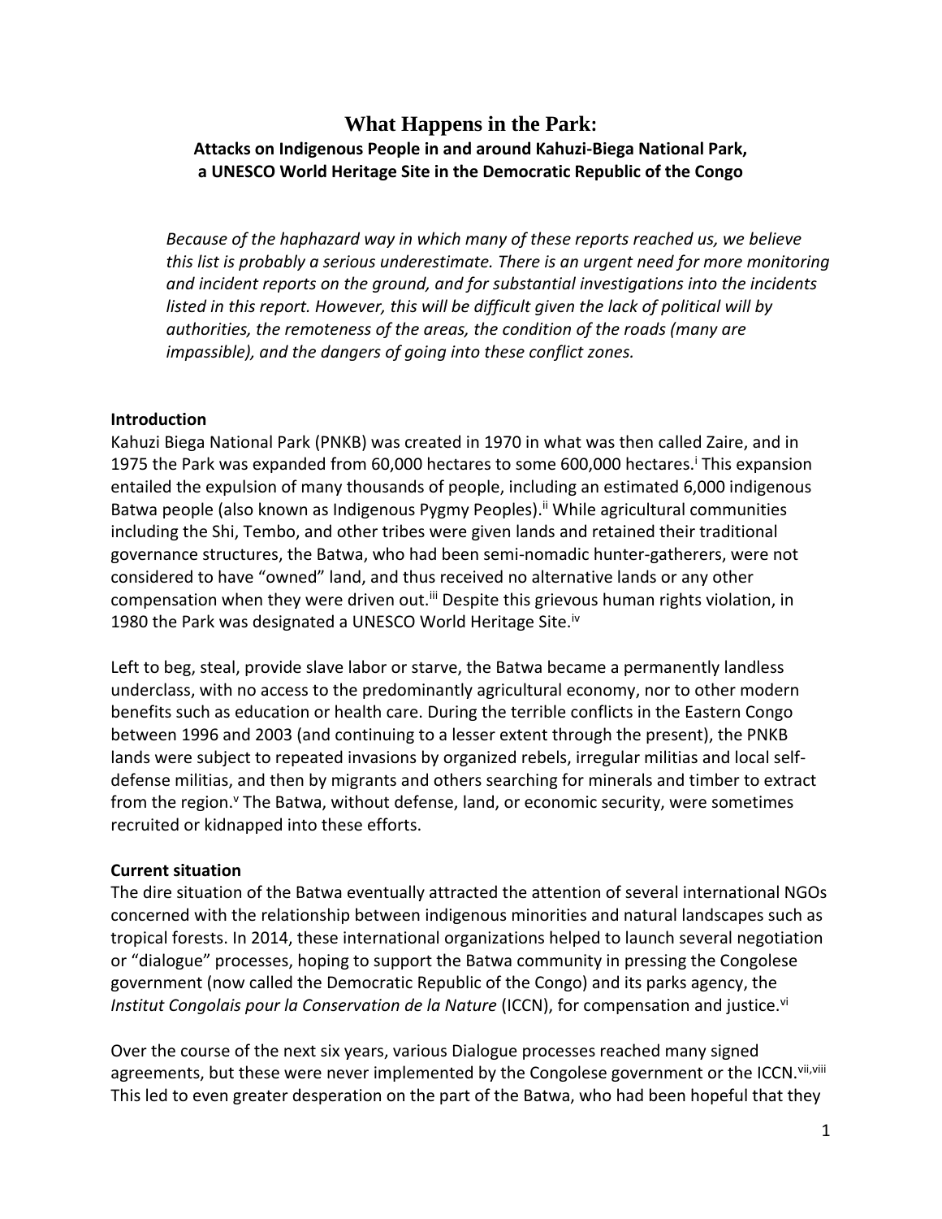# What Happens in the Park:

**Attacks on Indigenous People in and around Kahuzi-Biega National Park, a UNESCO World Heritage Site in the Democratic Republic of the Congo**

*Because of the haphazard way in which many of these reports reached us, we believe this list is probably a serious underestimate. There is an urgent need for more monitoring and incident reports on the ground, and for substantial investigations into the incidents listed in this report. However, this will be difficult given the lack of political will by authorities, the remoteness of the areas, the condition of the roads (many are impassible), and the dangers of going into these conflict zones.*

## Introduction

Kahuzi Biega National Park (PNKB) was created in 1970 in what was then called Zaire, and in 1975 the Park was expanded from 60,000 hectares to some 600,000 hectares.[i] This expansion entailed the expulsion of many thousands of people, including an estimated 6,000 indigenous Batwa people (also known as Indigenous Pygmy Peoples).[ii] While agricultural communities including the Shi, Tembo, and other tribes were given lands and retained their traditional governance structures, the Batwa, who had been semi-nomadic hunter-gatherers, were not considered to have "owned" land, and thus received no alternative lands or any other compensation when they were driven out.[iii] Despite this grievous human rights violation, in 1980 the Park was designated a UNESCO World Heritage Site.[iv]

Left to beg, steal, provide slave labor or starve, the Batwa became a permanently landless underclass, with no access to the predominantly agricultural economy, nor to other modern benefits such as education or health care. During the terrible conflicts in the Eastern Congo between 1996 and 2003 (and continuing to a lesser extent through the present), the PNKB lands were subject to repeated invasions by organized rebels, irregular militias and local self-defense militias, and then by migrants and others searching for minerals and timber to extract from the region.[v] The Batwa, without defense, land, or economic security, were sometimes recruited or kidnapped into these efforts.

## Current situation

The dire situation of the Batwa eventually attracted the attention of several international NGOs concerned with the relationship between indigenous minorities and natural landscapes such as tropical forests. In 2014, these international organizations helped to launch several negotiation or "dialogue" processes, hoping to support the Batwa community in pressing the Congolese government (now called the Democratic Republic of the Congo) and its parks agency, the *Institut Congolais pour la Conservation de la Nature* (ICCN), for compensation and justice.[vi]

Over the course of the next six years, various Dialogue processes reached many signed agreements, but these were never implemented by the Congolese government or the ICCN.[vii,viii] This led to even greater desperation on the part of the Batwa, who had been hopeful that they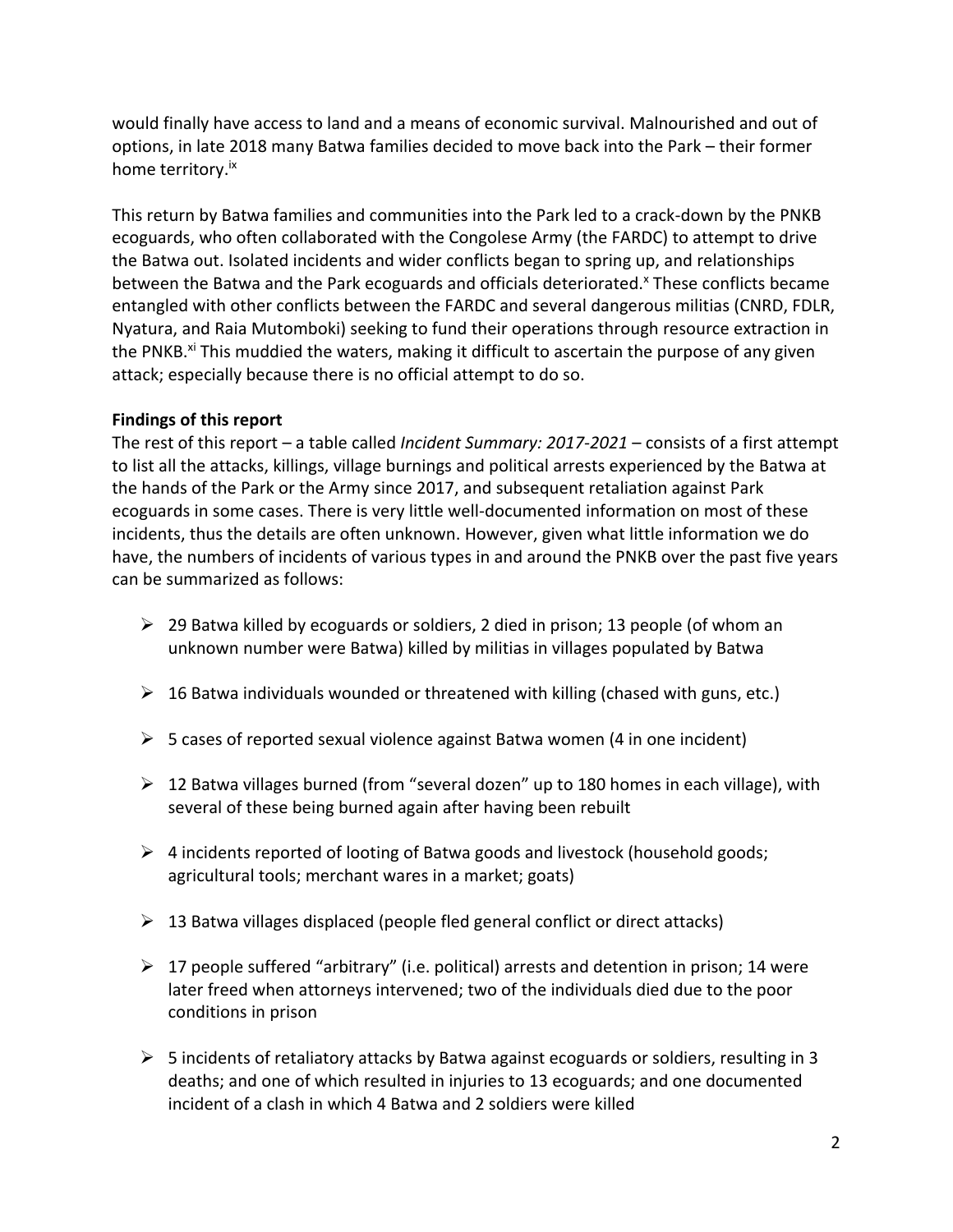would finally have access to land and a means of economic survival. Malnourished and out of options, in late 2018 many Batwa families decided to move back into the Park – their former home territory.[ix]

This return by Batwa families and communities into the Park led to a crack-down by the PNKB ecoguards, who often collaborated with the Congolese Army (the FARDC) to attempt to drive the Batwa out. Isolated incidents and wider conflicts began to spring up, and relationships between the Batwa and the Park ecoguards and officials deteriorated.[x] These conflicts became entangled with other conflicts between the FARDC and several dangerous militias (CNRD, FDLR, Nyatura, and Raia Mutomboki) seeking to fund their operations through resource extraction in the PNKB.[xi] This muddied the waters, making it difficult to ascertain the purpose of any given attack; especially because there is no official attempt to do so.

**Findings of this report**

The rest of this report – a table called *Incident Summary: 2017-2021* – consists of a first attempt to list all the attacks, killings, village burnings and political arrests experienced by the Batwa at the hands of the Park or the Army since 2017, and subsequent retaliation against Park ecoguards in some cases. There is very little well-documented information on most of these incidents, thus the details are often unknown. However, given what little information we do have, the numbers of incidents of various types in and around the PNKB over the past five years can be summarized as follows:

- 29 Batwa killed by ecoguards or soldiers, 2 died in prison; 13 people (of whom an unknown number were Batwa) killed by militias in villages populated by Batwa
- 16 Batwa individuals wounded or threatened with killing (chased with guns, etc.)
- 5 cases of reported sexual violence against Batwa women (4 in one incident)
- 12 Batwa villages burned (from "several dozen" up to 180 homes in each village), with several of these being burned again after having been rebuilt
- 4 incidents reported of looting of Batwa goods and livestock (household goods; agricultural tools; merchant wares in a market; goats)
- 13 Batwa villages displaced (people fled general conflict or direct attacks)
- 17 people suffered "arbitrary" (i.e. political) arrests and detention in prison; 14 were later freed when attorneys intervened; two of the individuals died due to the poor conditions in prison
- 5 incidents of retaliatory attacks by Batwa against ecoguards or soldiers, resulting in 3 deaths; and one of which resulted in injuries to 13 ecoguards; and one documented incident of a clash in which 4 Batwa and 2 soldiers were killed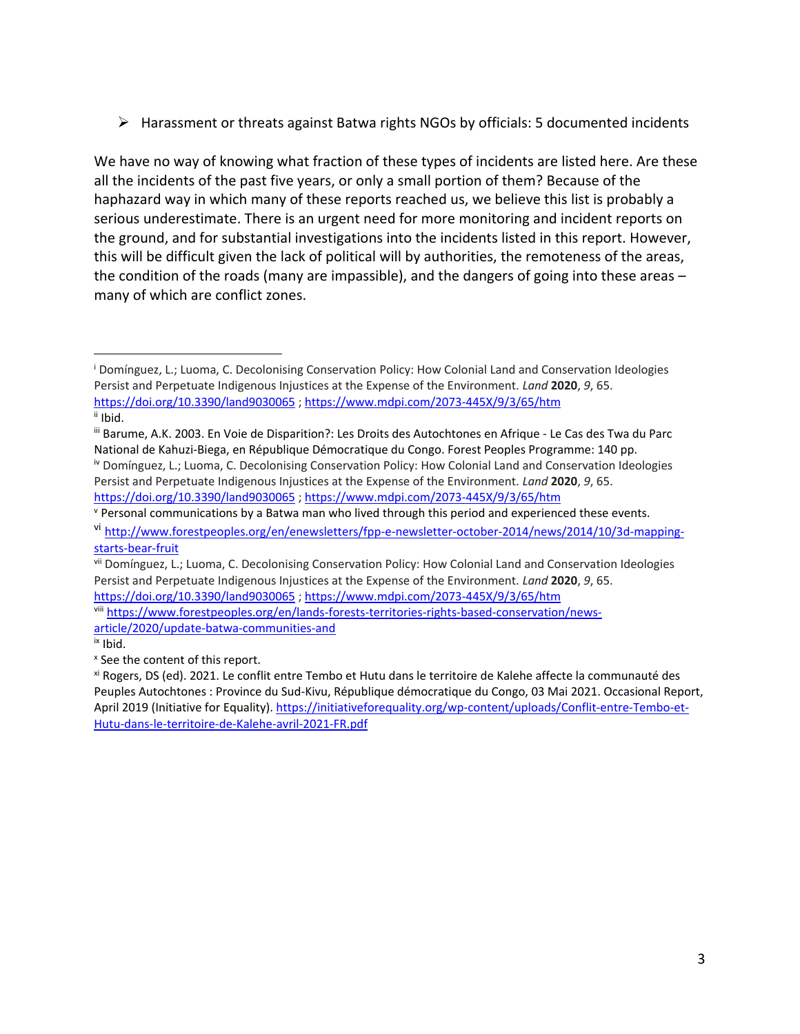- Harassment or threats against Batwa rights NGOs by officials: 5 documented incidents

We have no way of knowing what fraction of these types of incidents are listed here. Are these all the incidents of the past five years, or only a small portion of them? Because of the haphazard way in which many of these reports reached us, we believe this list is probably a serious underestimate. There is an urgent need for more monitoring and incident reports on the ground, and for substantial investigations into the incidents listed in this report. However, this will be difficult given the lack of political will by authorities, the remoteness of the areas, the condition of the roads (many are impassible), and the dangers of going into these areas – many of which are conflict zones.

---

[i] Domínguez, L.; Luoma, C. Decolonising Conservation Policy: How Colonial Land and Conservation Ideologies Persist and Perpetuate Indigenous Injustices at the Expense of the Environment. *Land* **2020**, *9*, 65. https://doi.org/10.3390/land9030065 ; https://www.mdpi.com/2073-445X/9/3/65/htm

[ii] Ibid.

[iii] Barume, A.K. 2003. En Voie de Disparition?: Les Droits des Autochtones en Afrique - Le Cas des Twa du Parc National de Kahuzi-Biega, en République Démocratique du Congo. Forest Peoples Programme: 140 pp.

[iv] Domínguez, L.; Luoma, C. Decolonising Conservation Policy: How Colonial Land and Conservation Ideologies Persist and Perpetuate Indigenous Injustices at the Expense of the Environment. *Land* **2020**, *9*, 65. https://doi.org/10.3390/land9030065 ; https://www.mdpi.com/2073-445X/9/3/65/htm

[v] Personal communications by a Batwa man who lived through this period and experienced these events.

[vi] http://www.forestpeoples.org/en/enewsletters/fpp-e-newsletter-october-2014/news/2014/10/3d-mapping-starts-bear-fruit

[vii] Domínguez, L.; Luoma, C. Decolonising Conservation Policy: How Colonial Land and Conservation Ideologies Persist and Perpetuate Indigenous Injustices at the Expense of the Environment. *Land* **2020**, *9*, 65. https://doi.org/10.3390/land9030065 ; https://www.mdpi.com/2073-445X/9/3/65/htm

[viii] https://www.forestpeoples.org/en/lands-forests-territories-rights-based-conservation/news-article/2020/update-batwa-communities-and

[ix] Ibid.

[x] See the content of this report.

[xi] Rogers, DS (ed). 2021. Le conflit entre Tembo et Hutu dans le territoire de Kalehe affecte la communauté des Peuples Autochtones : Province du Sud-Kivu, République démocratique du Congo, 03 Mai 2021. Occasional Report, April 2019 (Initiative for Equality). https://initiativeforequality.org/wp-content/uploads/Conflit-entre-Tembo-et-Hutu-dans-le-territoire-de-Kalehe-avril-2021-FR.pdf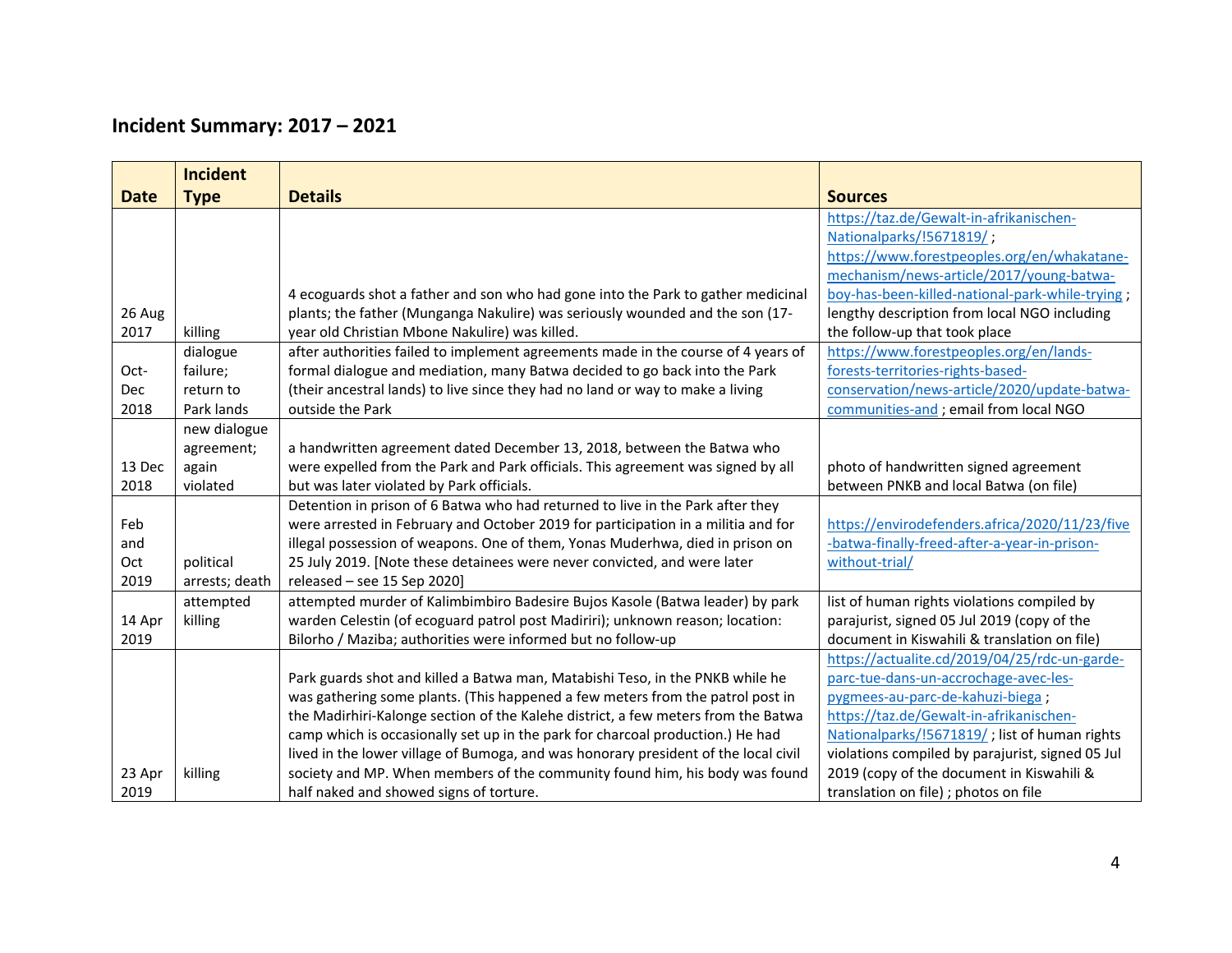## Incident Summary: 2017 – 2021

| Date | Incident Type | Details | Sources |
|---|---|---|---|
| 26 Aug 2017 | killing | 4 ecoguards shot a father and son who had gone into the Park to gather medicinal plants; the father (Munganga Nakulire) was seriously wounded and the son (17-year old Christian Mbone Nakulire) was killed. | https://taz.de/Gewalt-in-afrikanischen-Nationalparks/!5671819/ ; https://www.forestpeoples.org/en/whakatane-mechanism/news-article/2017/young-batwa-boy-has-been-killed-national-park-while-trying ; lengthy description from local NGO including the follow-up that took place |
| Oct-Dec 2018 | dialogue failure; return to Park lands | after authorities failed to implement agreements made in the course of 4 years of formal dialogue and mediation, many Batwa decided to go back into the Park (their ancestral lands) to live since they had no land or way to make a living outside the Park | https://www.forestpeoples.org/en/lands-forests-territories-rights-based-conservation/news-article/2020/update-batwa-communities-and ; email from local NGO |
| 13 Dec 2018 | new dialogue agreement; again violated | a handwritten agreement dated December 13, 2018, between the Batwa who were expelled from the Park and Park officials. This agreement was signed by all but was later violated by Park officials. | photo of handwritten signed agreement between PNKB and local Batwa (on file) |
| Feb and Oct 2019 | political arrests; death | Detention in prison of 6 Batwa who had returned to live in the Park after they were arrested in February and October 2019 for participation in a militia and for illegal possession of weapons. One of them, Yonas Muderhwa, died in prison on 25 July 2019. [Note these detainees were never convicted, and were later released – see 15 Sep 2020] | https://envirodefenders.africa/2020/11/23/five-batwa-finally-freed-after-a-year-in-prison-without-trial/ |
| 14 Apr 2019 | attempted killing | attempted murder of Kalimbimbiro Badesire Bujos Kasole (Batwa leader) by park warden Celestin (of ecoguard patrol post Madiriri); unknown reason; location: Bilorho / Maziba; authorities were informed but no follow-up | list of human rights violations compiled by parajurist, signed 05 Jul 2019 (copy of the document in Kiswahili & translation on file) |
| 23 Apr 2019 | killing | Park guards shot and killed a Batwa man, Matabishi Teso, in the PNKB while he was gathering some plants. (This happened a few meters from the patrol post in the Madirhiri-Kalonge section of the Kalehe district, a few meters from the Batwa camp which is occasionally set up in the park for charcoal production.) He had lived in the lower village of Bumoga, and was honorary president of the local civil society and MP. When members of the community found him, his body was found half naked and showed signs of torture. | https://actualite.cd/2019/04/25/rdc-un-garde-parc-tue-dans-un-accrochage-avec-les-pygmees-au-parc-de-kahuzi-biega ; https://taz.de/Gewalt-in-afrikanischen-Nationalparks/!5671819/ ; list of human rights violations compiled by parajurist, signed 05 Jul 2019 (copy of the document in Kiswahili & translation on file) ; photos on file |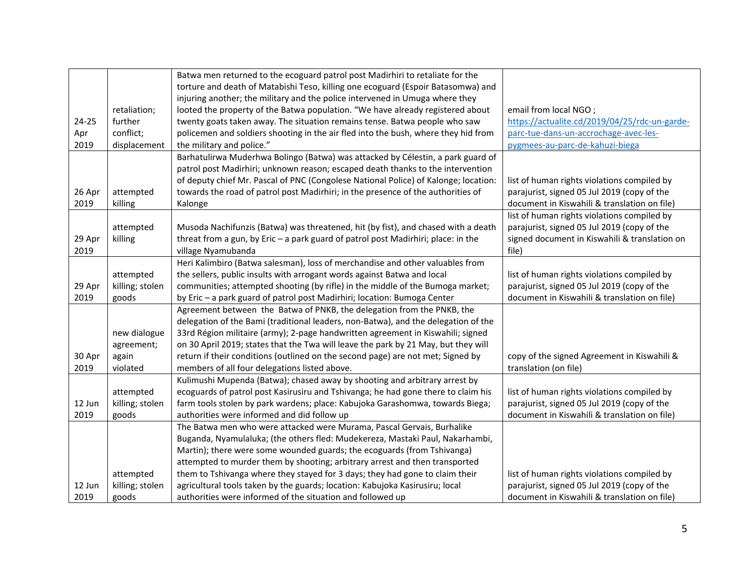| | | | |
|---|---|---|---|
| 24-25 Apr 2019 | retaliation; further conflict; displacement | Batwa men returned to the ecoguard patrol post Madirhiri to retaliate for the torture and death of Matabishi Teso, killing one ecoguard (Espoir Batasomwa) and injuring another; the military and the police intervened in Umuga where they looted the property of the Batwa population. "We have already registered about twenty goats taken away. The situation remains tense. Batwa people who saw policemen and soldiers shooting in the air fled into the bush, where they hid from the military and police." | email from local NGO ; https://actualite.cd/2019/04/25/rdc-un-garde-parc-tue-dans-un-accrochage-avec-les-pygmees-au-parc-de-kahuzi-biega |
| 26 Apr 2019 | attempted killing | Barhatulirwa Muderhwa Bolingo (Batwa) was attacked by Célestin, a park guard of patrol post Madirhiri; unknown reason; escaped death thanks to the intervention of deputy chief Mr. Pascal of PNC (Congolese National Police) of Kalonge; location: towards the road of patrol post Madirhiri; in the presence of the authorities of Kalonge | list of human rights violations compiled by parajurist, signed 05 Jul 2019 (copy of the document in Kiswahili & translation on file) |
| 29 Apr 2019 | attempted killing | Musoda Nachifunzis (Batwa) was threatened, hit (by fist), and chased with a death threat from a gun, by Eric – a park guard of patrol post Madirhiri; place: in the village Nyamubanda | list of human rights violations compiled by parajurist, signed 05 Jul 2019 (copy of the signed document in Kiswahili & translation on file) |
| 29 Apr 2019 | attempted killing; stolen goods | Heri Kalimbiro (Batwa salesman), loss of merchandise and other valuables from the sellers, public insults with arrogant words against Batwa and local communities; attempted shooting (by rifle) in the middle of the Bumoga market; by Eric – a park guard of patrol post Madirhiri; location: Bumoga Center | list of human rights violations compiled by parajurist, signed 05 Jul 2019 (copy of the document in Kiswahili & translation on file) |
| 30 Apr 2019 | new dialogue agreement; again violated | Agreement between the Batwa of PNKB, the delegation from the PNKB, the delegation of the Bami (traditional leaders, non-Batwa), and the delegation of the 33rd Région militaire (army); 2-page handwritten agreement in Kiswahili; signed on 30 April 2019; states that the Twa will leave the park by 21 May, but they will return if their conditions (outlined on the second page) are not met; Signed by members of all four delegations listed above. | copy of the signed Agreement in Kiswahili & translation (on file) |
| 12 Jun 2019 | attempted killing; stolen goods | Kulimushi Mupenda (Batwa); chased away by shooting and arbitrary arrest by ecoguards of patrol post Kasirusiru and Tshivanga; he had gone there to claim his farm tools stolen by park wardens; place: Kabujoka Garashomwa, towards Biega; authorities were informed and did follow up | list of human rights violations compiled by parajurist, signed 05 Jul 2019 (copy of the document in Kiswahili & translation on file) |
| 12 Jun 2019 | attempted killing; stolen goods | The Batwa men who were attacked were Murama, Pascal Gervais, Burhalike Buganda, Nyamulaluka; (the others fled: Mudekereza, Mastaki Paul, Nakarhambi, Martin); there were some wounded guards; the ecoguards (from Tshivanga) attempted to murder them by shooting; arbitrary arrest and then transported them to Tshivanga where they stayed for 3 days; they had gone to claim their agricultural tools taken by the guards; location: Kabujoka Kasirusiru; local authorities were informed of the situation and followed up | list of human rights violations compiled by parajurist, signed 05 Jul 2019 (copy of the document in Kiswahili & translation on file) |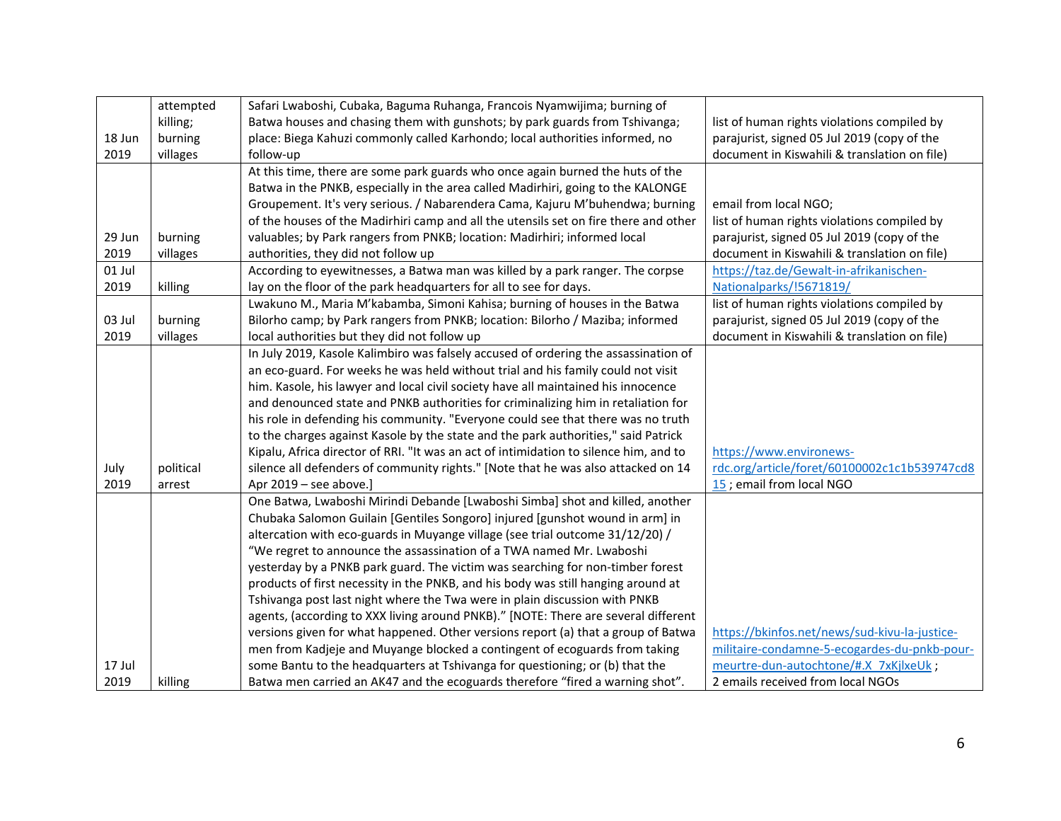| | | | |
|---|---|---|---|
| 18 Jun 2019 | attempted killing; burning villages | Safari Lwaboshi, Cubaka, Baguma Ruhanga, Francois Nyamwijima; burning of Batwa houses and chasing them with gunshots; by park guards from Tshivanga; place: Biega Kahuzi commonly called Karhondo; local authorities informed, no follow-up | list of human rights violations compiled by parajurist, signed 05 Jul 2019 (copy of the document in Kiswahili & translation on file) |
| 29 Jun 2019 | burning villages | At this time, there are some park guards who once again burned the huts of the Batwa in the PNKB, especially in the area called Madirhiri, going to the KALONGE Groupement. It's very serious. / Nabarendera Cama, Kajuru M'buhendwa; burning of the houses of the Madirhiri camp and all the utensils set on fire there and other valuables; by Park rangers from PNKB; location: Madirhiri; informed local authorities, they did not follow up | email from local NGO; list of human rights violations compiled by parajurist, signed 05 Jul 2019 (copy of the document in Kiswahili & translation on file) |
| 01 Jul 2019 | killing | According to eyewitnesses, a Batwa man was killed by a park ranger. The corpse lay on the floor of the park headquarters for all to see for days. | https://taz.de/Gewalt-in-afrikanischen-Nationalparks/!5671819/ |
| 03 Jul 2019 | burning villages | Lwakuno M., Maria M'kabamba, Simoni Kahisa; burning of houses in the Batwa Bilorho camp; by Park rangers from PNKB; location: Bilorho / Maziba; informed local authorities but they did not follow up | list of human rights violations compiled by parajurist, signed 05 Jul 2019 (copy of the document in Kiswahili & translation on file) |
| July 2019 | political arrest | In July 2019, Kasole Kalimbiro was falsely accused of ordering the assassination of an eco-guard. For weeks he was held without trial and his family could not visit him. Kasole, his lawyer and local civil society have all maintained his innocence and denounced state and PNKB authorities for criminalizing him in retaliation for his role in defending his community. "Everyone could see that there was no truth to the charges against Kasole by the state and the park authorities," said Patrick Kipalu, Africa director of RRI. "It was an act of intimidation to silence him, and to silence all defenders of community rights." [Note that he was also attacked on 14 Apr 2019 – see above.] | https://www.environews-rdc.org/article/foret/60100002c1c1b539747cd815 ; email from local NGO |
| 17 Jul 2019 | killing | One Batwa, Lwaboshi Mirindi Debande [Lwaboshi Simba] shot and killed, another Chubaka Salomon Guilain [Gentiles Songoro] injured [gunshot wound in arm] in altercation with eco-guards in Muyange village (see trial outcome 31/12/20) / "We regret to announce the assassination of a TWA named Mr. Lwaboshi yesterday by a PNKB park guard. The victim was searching for non-timber forest products of first necessity in the PNKB, and his body was still hanging around at Tshivanga post last night where the Twa were in plain discussion with PNKB agents, (according to XXX living around PNKB)." [NOTE: There are several different versions given for what happened. Other versions report (a) that a group of Batwa men from Kadjeje and Muyange blocked a contingent of ecoguards from taking some Bantu to the headquarters at Tshivanga for questioning; or (b) that the Batwa men carried an AK47 and the ecoguards therefore "fired a warning shot". | https://bkinfos.net/news/sud-kivu-la-justice-militaire-condamne-5-ecogardes-du-pnkb-pour-meurtre-dun-autochtone/#.X_7xKjlxeUk ; 2 emails received from local NGOs |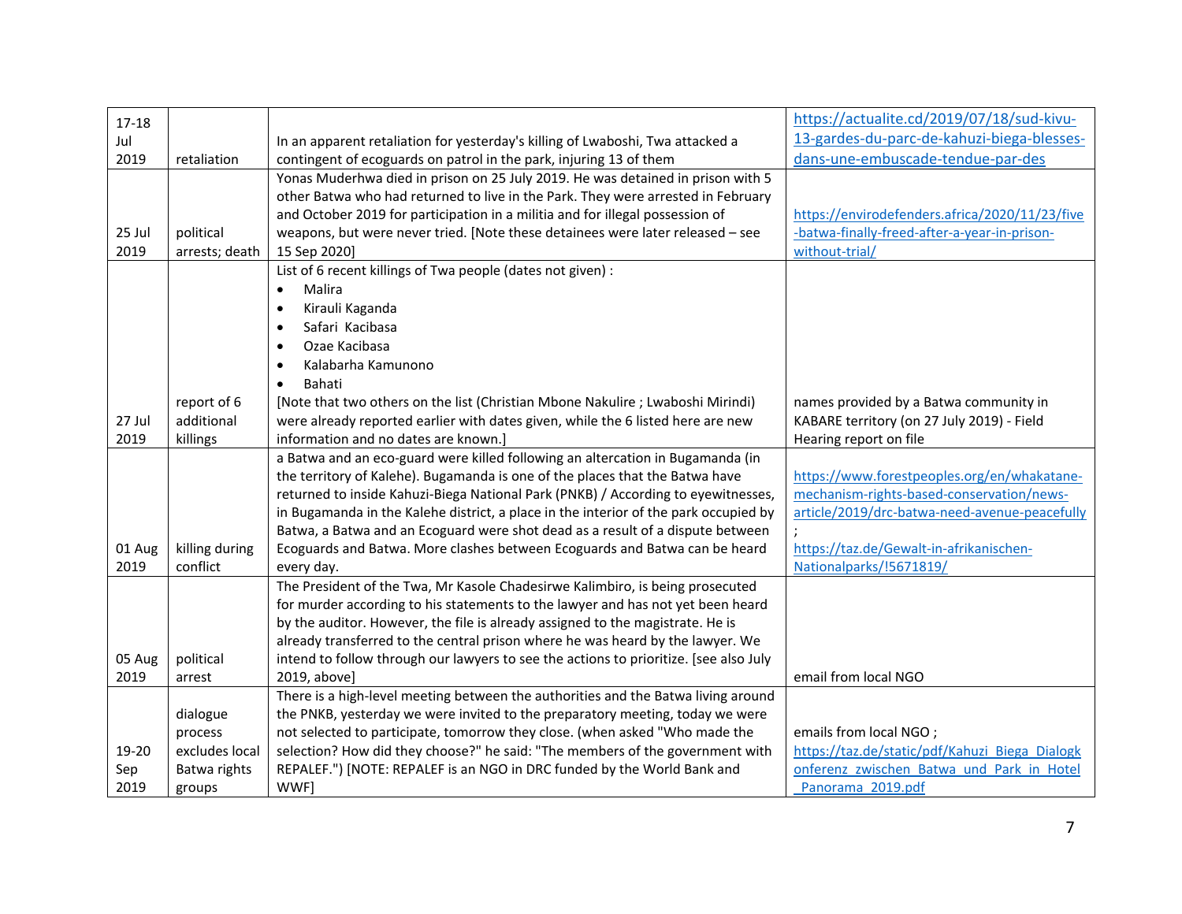| 17-18 Jul 2019 | retaliation | In an apparent retaliation for yesterday's killing of Lwaboshi, Twa attacked a contingent of ecoguards on patrol in the park, injuring 13 of them | https://actualite.cd/2019/07/18/sud-kivu-13-gardes-du-parc-de-kahuzi-biega-blesses-dans-une-embuscade-tendue-par-des |
|---|---|---|---|
| 25 Jul 2019 | political arrests; death | Yonas Muderhwa died in prison on 25 July 2019. He was detained in prison with 5 other Batwa who had returned to live in the Park. They were arrested in February and October 2019 for participation in a militia and for illegal possession of weapons, but were never tried. [Note these detainees were later released – see 15 Sep 2020] | https://envirodefenders.africa/2020/11/23/five-batwa-finally-freed-after-a-year-in-prison-without-trial/ |
| 27 Jul 2019 | report of 6 additional killings | List of 6 recent killings of Twa people (dates not given) : <br>• Malira <br>• Kirauli Kaganda <br>• Safari Kacibasa <br>• Ozae Kacibasa <br>• Kalabarha Kamunono <br>• Bahati <br>[Note that two others on the list (Christian Mbone Nakulire ; Lwaboshi Mirindi) were already reported earlier with dates given, while the 6 listed here are new information and no dates are known.] | names provided by a Batwa community in KABARE territory (on 27 July 2019) - Field Hearing report on file |
| 01 Aug 2019 | killing during conflict | a Batwa and an eco-guard were killed following an altercation in Bugamanda (in the territory of Kalehe). Bugamanda is one of the places that the Batwa have returned to inside Kahuzi-Biega National Park (PNKB) / According to eyewitnesses, in Bugamanda in the Kalehe district, a place in the interior of the park occupied by Batwa, a Batwa and an Ecoguard were shot dead as a result of a dispute between Ecoguards and Batwa. More clashes between Ecoguards and Batwa can be heard every day. | https://www.forestpeoples.org/en/whakatane-mechanism-rights-based-conservation/news-article/2019/drc-batwa-need-avenue-peacefully ; https://taz.de/Gewalt-in-afrikanischen-Nationalparks/!5671819/ |
| 05 Aug 2019 | political arrest | The President of the Twa, Mr Kasole Chadesirwe Kalimbiro, is being prosecuted for murder according to his statements to the lawyer and has not yet been heard by the auditor. However, the file is already assigned to the magistrate. He is already transferred to the central prison where he was heard by the lawyer. We intend to follow through our lawyers to see the actions to prioritize. [see also July 2019, above] | email from local NGO |
| 19-20 Sep 2019 | dialogue process excludes local Batwa rights groups | There is a high-level meeting between the authorities and the Batwa living around the PNKB, yesterday we were invited to the preparatory meeting, today we were not selected to participate, tomorrow they close. (when asked "Who made the selection? How did they choose?" he said: "The members of the government with REPALEF.") [NOTE: REPALEF is an NGO in DRC funded by the World Bank and WWF] | emails from local NGO ; https://taz.de/static/pdf/Kahuzi_Biega_Dialogkonferenz_zwischen_Batwa_und_Park_in_Hotel_Panorama_2019.pdf |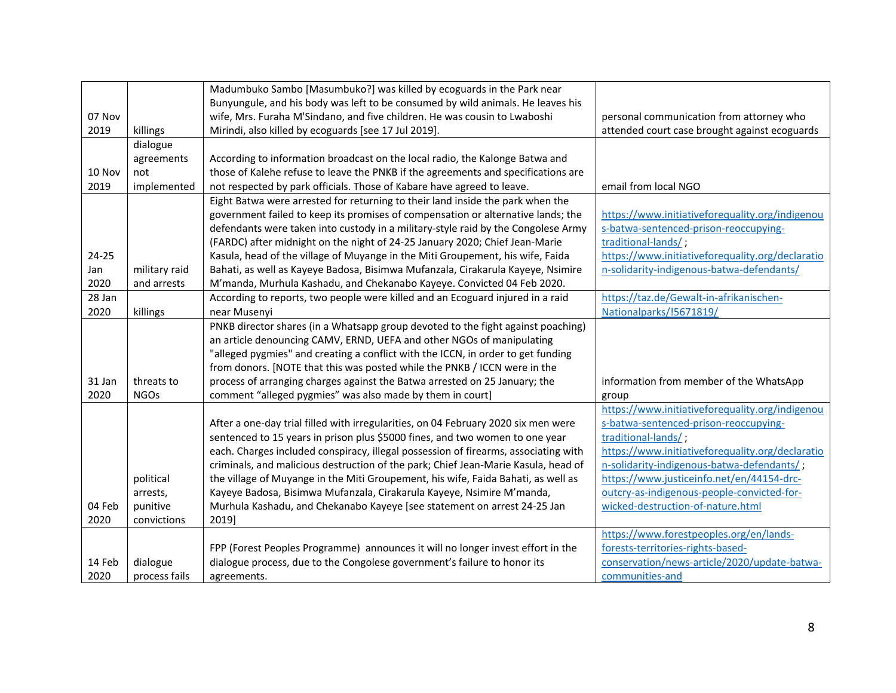| 07 Nov 2019 | killings | Madumbuko Sambo [Masumbuko?] was killed by ecoguards in the Park near Bunyungule, and his body was left to be consumed by wild animals. He leaves his wife, Mrs. Furaha M'Sindano, and five children. He was cousin to Lwaboshi Mirindi, also killed by ecoguards [see 17 Jul 2019]. | personal communication from attorney who attended court case brought against ecoguards |
|---|---|---|---|
| 10 Nov 2019 | dialogue agreements not implemented | According to information broadcast on the local radio, the Kalonge Batwa and those of Kalehe refuse to leave the PNKB if the agreements and specifications are not respected by park officials. Those of Kabare have agreed to leave. | email from local NGO |
| 24-25 Jan 2020 | military raid and arrests | Eight Batwa were arrested for returning to their land inside the park when the government failed to keep its promises of compensation or alternative lands; the defendants were taken into custody in a military-style raid by the Congolese Army (FARDC) after midnight on the night of 24-25 January 2020; Chief Jean-Marie Kasula, head of the village of Muyange in the Miti Groupement, his wife, Faida Bahati, as well as Kayeye Badosa, Bisimwa Mufanzala, Cirakarula Kayeye, Nsimire M'manda, Murhula Kashadu, and Chekanabo Kayeye. Convicted 04 Feb 2020. | https://www.initiativeforequality.org/indigenous-batwa-sentenced-prison-reoccupying-traditional-lands/ ; https://www.initiativeforequality.org/declaration-solidarity-indigenous-batwa-defendants/ |
| 28 Jan 2020 | killings | According to reports, two people were killed and an Ecoguard injured in a raid near Musenyi | https://taz.de/Gewalt-in-afrikanischen-Nationalparks/!5671819/ |
| 31 Jan 2020 | threats to NGOs | PNKB director shares (in a Whatsapp group devoted to the fight against poaching) an article denouncing CAMV, ERND, UEFA and other NGOs of manipulating "alleged pygmies" and creating a conflict with the ICCN, in order to get funding from donors. [NOTE that this was posted while the PNKB / ICCN were in the process of arranging charges against the Batwa arrested on 25 January; the comment "alleged pygmies" was also made by them in court] | information from member of the WhatsApp group |
| 04 Feb 2020 | political arrests, punitive convictions | After a one-day trial filled with irregularities, on 04 February 2020 six men were sentenced to 15 years in prison plus $5000 fines, and two women to one year each. Charges included conspiracy, illegal possession of firearms, associating with criminals, and malicious destruction of the park; Chief Jean-Marie Kasula, head of the village of Muyange in the Miti Groupement, his wife, Faida Bahati, as well as Kayeye Badosa, Bisimwa Mufanzala, Cirakarula Kayeye, Nsimire M'manda, Murhula Kashadu, and Chekanabo Kayeye [see statement on arrest 24-25 Jan 2019] | https://www.initiativeforequality.org/indigenous-batwa-sentenced-prison-reoccupying-traditional-lands/ ; https://www.initiativeforequality.org/declaration-solidarity-indigenous-batwa-defendants/ ; https://www.justiceinfo.net/en/44154-drc-outcry-as-indigenous-people-convicted-for-wicked-destruction-of-nature.html |
| 14 Feb 2020 | dialogue process fails | FPP (Forest Peoples Programme) announces it will no longer invest effort in the dialogue process, due to the Congolese government's failure to honor its agreements. | https://www.forestpeoples.org/en/lands-forests-territories-rights-based-conservation/news-article/2020/update-batwa-communities-and |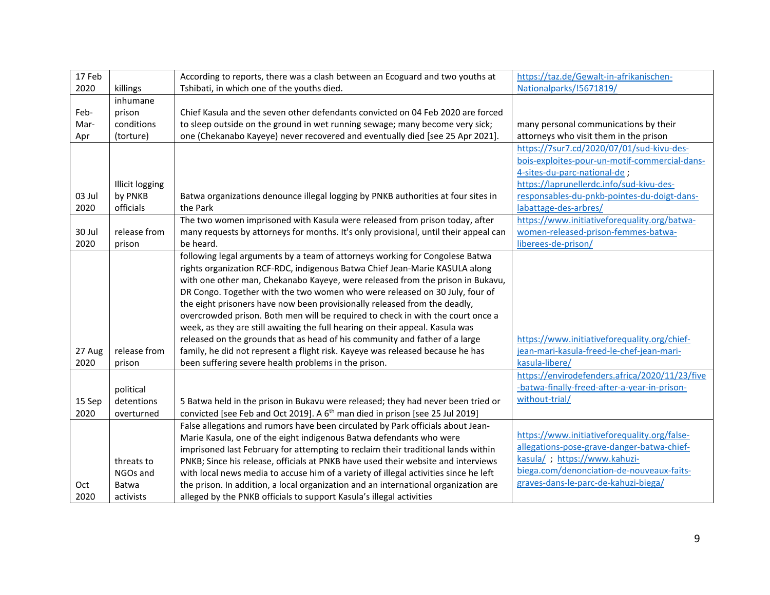| | | | |
|---|---|---|---|
| 17 Feb 2020 | killings | According to reports, there was a clash between an Ecoguard and two youths at Tshibati, in which one of the youths died. | https://taz.de/Gewalt-in-afrikanischen-Nationalparks/!5671819/ |
| Feb-Mar-Apr | inhumane prison conditions (torture) | Chief Kasula and the seven other defendants convicted on 04 Feb 2020 are forced to sleep outside on the ground in wet running sewage; many become very sick; one (Chekanabo Kayeye) never recovered and eventually died [see 25 Apr 2021]. | many personal communications by their attorneys who visit them in the prison |
| 03 Jul 2020 | Illicit logging by PNKB officials | Batwa organizations denounce illegal logging by PNKB authorities at four sites in the Park | https://7sur7.cd/2020/07/01/sud-kivu-des-bois-exploites-pour-un-motif-commercial-dans-4-sites-du-parc-national-de ; https://laprunellerdc.info/sud-kivu-des-responsables-du-pnkb-pointes-du-doigt-dans-labattage-des-arbres/ |
| 30 Jul 2020 | release from prison | The two women imprisoned with Kasula were released from prison today, after many requests by attorneys for months. It's only provisional, until their appeal can be heard. | https://www.initiativeforequality.org/batwa-women-released-prison-femmes-batwa-liberees-de-prison/ |
| 27 Aug 2020 | release from prison | following legal arguments by a team of attorneys working for Congolese Batwa rights organization RCF-RDC, indigenous Batwa Chief Jean-Marie KASULA along with one other man, Chekanabo Kayeye, were released from the prison in Bukavu, DR Congo. Together with the two women who were released on 30 July, four of the eight prisoners have now been provisionally released from the deadly, overcrowded prison. Both men will be required to check in with the court once a week, as they are still awaiting the full hearing on their appeal. Kasula was released on the grounds that as head of his community and father of a large family, he did not represent a flight risk. Kayeye was released because he has been suffering severe health problems in the prison. | https://www.initiativeforequality.org/chief-jean-mari-kasula-freed-le-chef-jean-mari-kasula-libere/ |
| 15 Sep 2020 | political detentions overturned | 5 Batwa held in the prison in Bukavu were released; they had never been tried or convicted [see Feb and Oct 2019]. A 6th man died in prison [see 25 Jul 2019] | https://envirodefenders.africa/2020/11/23/five-batwa-finally-freed-after-a-year-in-prison-without-trial/ |
| Oct 2020 | threats to NGOs and Batwa activists | False allegations and rumors have been circulated by Park officials about Jean-Marie Kasula, one of the eight indigenous Batwa defendants who were imprisoned last February for attempting to reclaim their traditional lands within PNKB; Since his release, officials at PNKB have used their website and interviews with local news media to accuse him of a variety of illegal activities since he left the prison. In addition, a local organization and an international organization are alleged by the PNKB officials to support Kasula's illegal activities | https://www.initiativeforequality.org/false-allegations-pose-grave-danger-batwa-chief-kasula/ ; https://www.kahuzi-biega.com/denonciation-de-nouveaux-faits-graves-dans-le-parc-de-kahuzi-biega/ |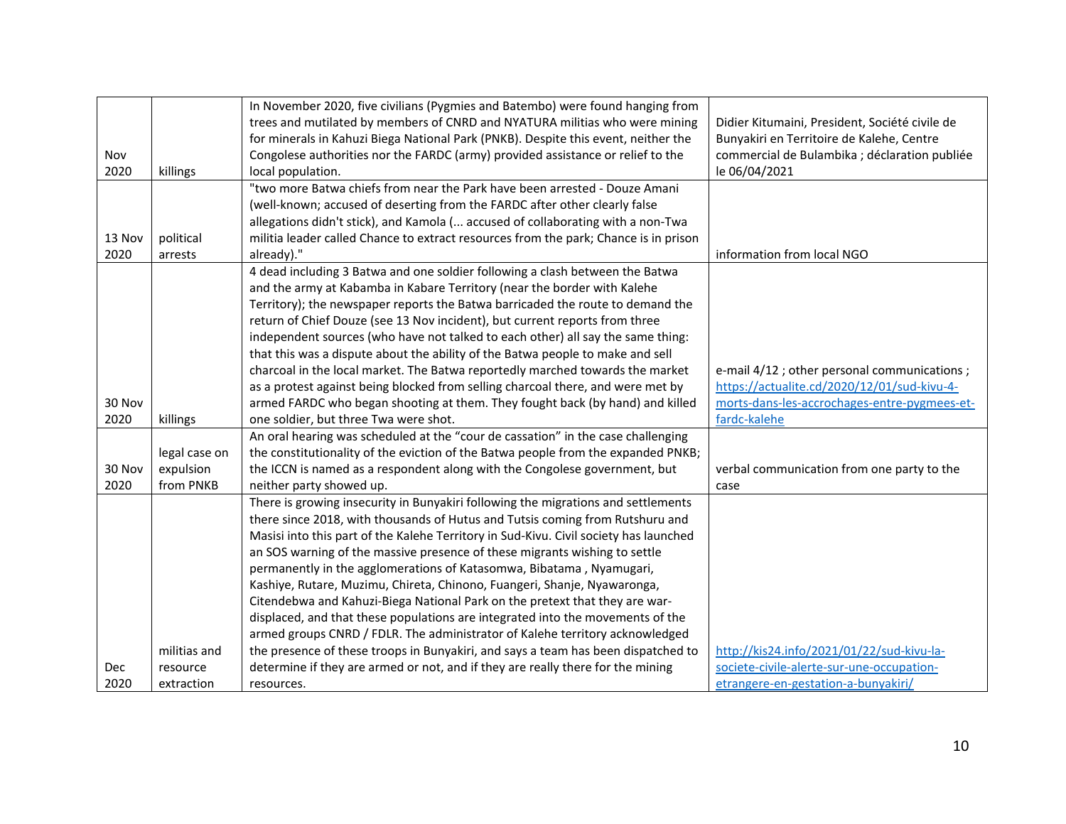| | | | |
|---|---|---|---|
| Nov 2020 | killings | In November 2020, five civilians (Pygmies and Batembo) were found hanging from trees and mutilated by members of CNRD and NYATURA militias who were mining for minerals in Kahuzi Biega National Park (PNKB). Despite this event, neither the Congolese authorities nor the FARDC (army) provided assistance or relief to the local population. | Didier Kitumaini, President, Société civile de Bunyakiri en Territoire de Kalehe, Centre commercial de Bulambika ; déclaration publiée le 06/04/2021 |
| 13 Nov 2020 | political arrests | "two more Batwa chiefs from near the Park have been arrested - Douze Amani (well-known; accused of deserting from the FARDC after other clearly false allegations didn't stick), and Kamola (... accused of collaborating with a non-Twa militia leader called Chance to extract resources from the park; Chance is in prison already)." | information from local NGO |
| 30 Nov 2020 | killings | 4 dead including 3 Batwa and one soldier following a clash between the Batwa and the army at Kabamba in Kabare Territory (near the border with Kalehe Territory); the newspaper reports the Batwa barricaded the route to demand the return of Chief Douze (see 13 Nov incident), but current reports from three independent sources (who have not talked to each other) all say the same thing: that this was a dispute about the ability of the Batwa people to make and sell charcoal in the local market. The Batwa reportedly marched towards the market as a protest against being blocked from selling charcoal there, and were met by armed FARDC who began shooting at them. They fought back (by hand) and killed one soldier, but three Twa were shot. | e-mail 4/12 ; other personal communications ; https://actualite.cd/2020/12/01/sud-kivu-4-morts-dans-les-accrochages-entre-pygmees-et-fardc-kalehe |
| 30 Nov 2020 | legal case on expulsion from PNKB | An oral hearing was scheduled at the "cour de cassation" in the case challenging the constitutionality of the eviction of the Batwa people from the expanded PNKB; the ICCN is named as a respondent along with the Congolese government, but neither party showed up. | verbal communication from one party to the case |
| Dec 2020 | militias and resource extraction | There is growing insecurity in Bunyakiri following the migrations and settlements there since 2018, with thousands of Hutus and Tutsis coming from Rutshuru and Masisi into this part of the Kalehe Territory in Sud-Kivu. Civil society has launched an SOS warning of the massive presence of these migrants wishing to settle permanently in the agglomerations of Katasomwa, Bibatama , Nyamugari, Kashiye, Rutare, Muzimu, Chireta, Chinono, Fuangeri, Shanje, Nyawaronga, Citendebwa and Kahuzi-Biega National Park on the pretext that they are war-displaced, and that these populations are integrated into the movements of the armed groups CNRD / FDLR. The administrator of Kalehe territory acknowledged the presence of these troops in Bunyakiri, and says a team has been dispatched to determine if they are armed or not, and if they are really there for the mining resources. | http://kis24.info/2021/01/22/sud-kivu-la-societe-civile-alerte-sur-une-occupation-etrangere-en-gestation-a-bunyakiri/ |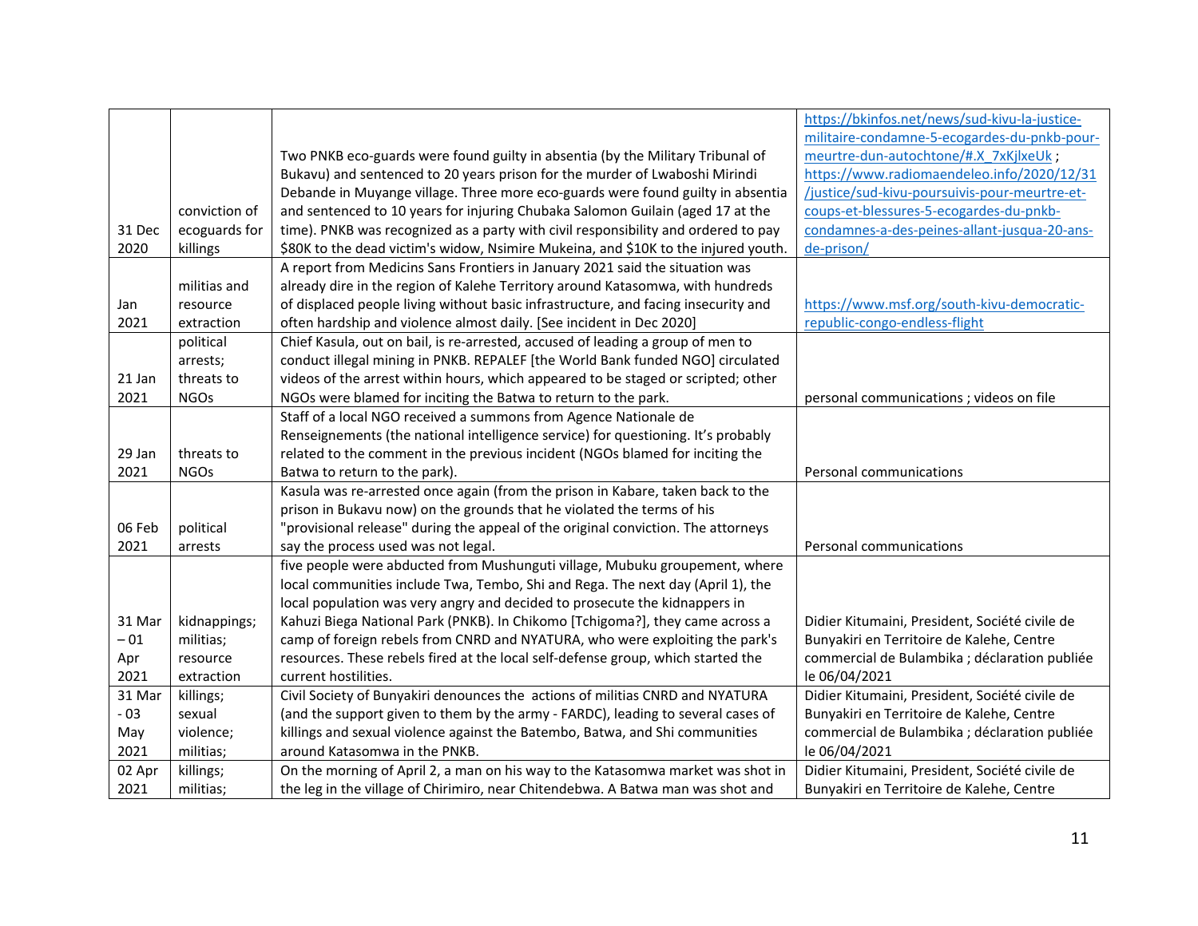| | | | |
|---|---|---|---|
| 31 Dec 2020 | conviction of ecoguards for killings | Two PNKB eco-guards were found guilty in absentia (by the Military Tribunal of Bukavu) and sentenced to 20 years prison for the murder of Lwaboshi Mirindi Debande in Muyange village. Three more eco-guards were found guilty in absentia and sentenced to 10 years for injuring Chubaka Salomon Guilain (aged 17 at the time). PNKB was recognized as a party with civil responsibility and ordered to pay $80K to the dead victim's widow, Nsimire Mukeina, and $10K to the injured youth. | https://bkinfos.net/news/sud-kivu-la-justice-militaire-condamne-5-ecogardes-du-pnkb-pour-meurtre-dun-autochtone/#.X_7xKjlxeUk ; https://www.radiomaendeleo.info/2020/12/31/justice/sud-kivu-poursuivis-pour-meurtre-et-coups-et-blessures-5-ecogardes-du-pnkb-condamnes-a-des-peines-allant-jusqua-20-ans-de-prison/ |
| Jan 2021 | militias and resource extraction | A report from Medicins Sans Frontiers in January 2021 said the situation was already dire in the region of Kalehe Territory around Katasomwa, with hundreds of displaced people living without basic infrastructure, and facing insecurity and often hardship and violence almost daily. [See incident in Dec 2020] | https://www.msf.org/south-kivu-democratic-republic-congo-endless-flight |
| 21 Jan 2021 | political arrests; threats to NGOs | Chief Kasula, out on bail, is re-arrested, accused of leading a group of men to conduct illegal mining in PNKB. REPALEF [the World Bank funded NGO] circulated videos of the arrest within hours, which appeared to be staged or scripted; other NGOs were blamed for inciting the Batwa to return to the park. | personal communications ; videos on file |
| 29 Jan 2021 | threats to NGOs | Staff of a local NGO received a summons from Agence Nationale de Renseignements (the national intelligence service) for questioning. It's probably related to the comment in the previous incident (NGOs blamed for inciting the Batwa to return to the park). | Personal communications |
| 06 Feb 2021 | political arrests | Kasula was re-arrested once again (from the prison in Kabare, taken back to the prison in Bukavu now) on the grounds that he violated the terms of his "provisional release" during the appeal of the original conviction. The attorneys say the process used was not legal. | Personal communications |
| 31 Mar – 01 Apr 2021 | kidnappings; militias; resource extraction | five people were abducted from Mushunguti village, Mubuku groupement, where local communities include Twa, Tembo, Shi and Rega. The next day (April 1), the local population was very angry and decided to prosecute the kidnappers in Kahuzi Biega National Park (PNKB). In Chikomo [Tchigoma?], they came across a camp of foreign rebels from CNRD and NYATURA, who were exploiting the park's resources. These rebels fired at the local self-defense group, which started the current hostilities. | Didier Kitumaini, President, Société civile de Bunyakiri en Territoire de Kalehe, Centre commercial de Bulambika ; déclaration publiée le 06/04/2021 |
| 31 Mar - 03 May 2021 | killings; sexual violence; militias; | Civil Society of Bunyakiri denounces the actions of militias CNRD and NYATURA (and the support given to them by the army - FARDC), leading to several cases of killings and sexual violence against the Batembo, Batwa, and Shi communities around Katasomwa in the PNKB. | Didier Kitumaini, President, Société civile de Bunyakiri en Territoire de Kalehe, Centre commercial de Bulambika ; déclaration publiée le 06/04/2021 |
| 02 Apr 2021 | killings; militias; | On the morning of April 2, a man on his way to the Katasomwa market was shot in the leg in the village of Chirimiro, near Chitendebwa. A Batwa man was shot and | Didier Kitumaini, President, Société civile de Bunyakiri en Territoire de Kalehe, Centre |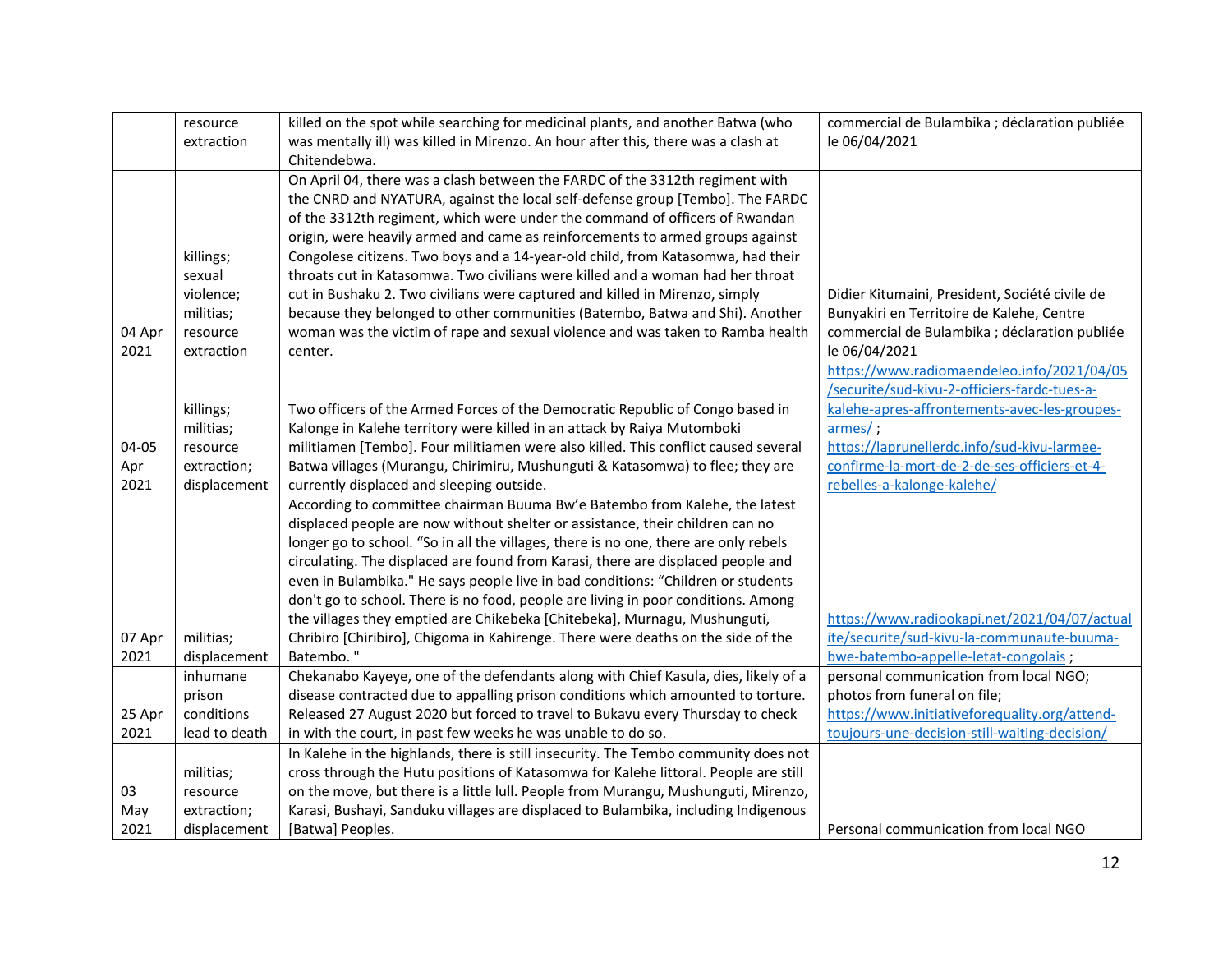| | | | |
|---|---|---|---|
| | resource extraction | killed on the spot while searching for medicinal plants, and another Batwa (who was mentally ill) was killed in Mirenzo. An hour after this, there was a clash at Chitendebwa. | commercial de Bulambika ; déclaration publiée le 06/04/2021 |
| 04 Apr 2021 | killings; sexual violence; militias; resource extraction | On April 04, there was a clash between the FARDC of the 3312th regiment with the CNRD and NYATURA, against the local self-defense group [Tembo]. The FARDC of the 3312th regiment, which were under the command of officers of Rwandan origin, were heavily armed and came as reinforcements to armed groups against Congolese citizens. Two boys and a 14-year-old child, from Katasomwa, had their throats cut in Katasomwa. Two civilians were killed and a woman had her throat cut in Bushaku 2. Two civilians were captured and killed in Mirenzo, simply because they belonged to other communities (Batembo, Batwa and Shi). Another woman was the victim of rape and sexual violence and was taken to Ramba health center. | Didier Kitumaini, President, Société civile de Bunyakiri en Territoire de Kalehe, Centre commercial de Bulambika ; déclaration publiée le 06/04/2021 |
| 04-05 Apr 2021 | killings; militias; resource extraction; displacement | Two officers of the Armed Forces of the Democratic Republic of Congo based in Kalonge in Kalehe territory were killed in an attack by Raiya Mutomboki militiamen [Tembo]. Four militiamen were also killed. This conflict caused several Batwa villages (Murangu, Chirimiru, Mushunguti & Katasomwa) to flee; they are currently displaced and sleeping outside. | https://www.radiomaendeleo.info/2021/04/05/securite/sud-kivu-2-officiers-fardc-tues-a-kalehe-apres-affrontements-avec-les-groupes-armes/ ; https://laprunellerdc.info/sud-kivu-larmee-confirme-la-mort-de-2-de-ses-officiers-et-4-rebelles-a-kalonge-kalehe/ |
| 07 Apr 2021 | militias; displacement | According to committee chairman Buuma Bw'e Batembo from Kalehe, the latest displaced people are now without shelter or assistance, their children can no longer go to school. "So in all the villages, there is no one, there are only rebels circulating. The displaced are found from Karasi, there are displaced people and even in Bulambika." He says people live in bad conditions: "Children or students don't go to school. There is no food, people are living in poor conditions. Among the villages they emptied are Chikebeka [Chitebeka], Murnagu, Mushunguti, Chribiro [Chiribiro], Chigoma in Kahirenge. There were deaths on the side of the Batembo. " | https://www.radiookapi.net/2021/04/07/actualite/securite/sud-kivu-la-communaute-buuma-bwe-batembo-appelle-letat-congolais ; |
| 25 Apr 2021 | inhumane prison conditions lead to death | Chekanabo Kayeye, one of the defendants along with Chief Kasula, dies, likely of a disease contracted due to appalling prison conditions which amounted to torture. Released 27 August 2020 but forced to travel to Bukavu every Thursday to check in with the court, in past few weeks he was unable to do so. | personal communication from local NGO; photos from funeral on file; https://www.initiativeforequality.org/attend-toujours-une-decision-still-waiting-decision/ |
| 03 May 2021 | militias; resource extraction; displacement | In Kalehe in the highlands, there is still insecurity. The Tembo community does not cross through the Hutu positions of Katasomwa for Kalehe littoral. People are still on the move, but there is a little lull. People from Murangu, Mushunguti, Mirenzo, Karasi, Bushayi, Sanduku villages are displaced to Bulambika, including Indigenous [Batwa] Peoples. | Personal communication from local NGO |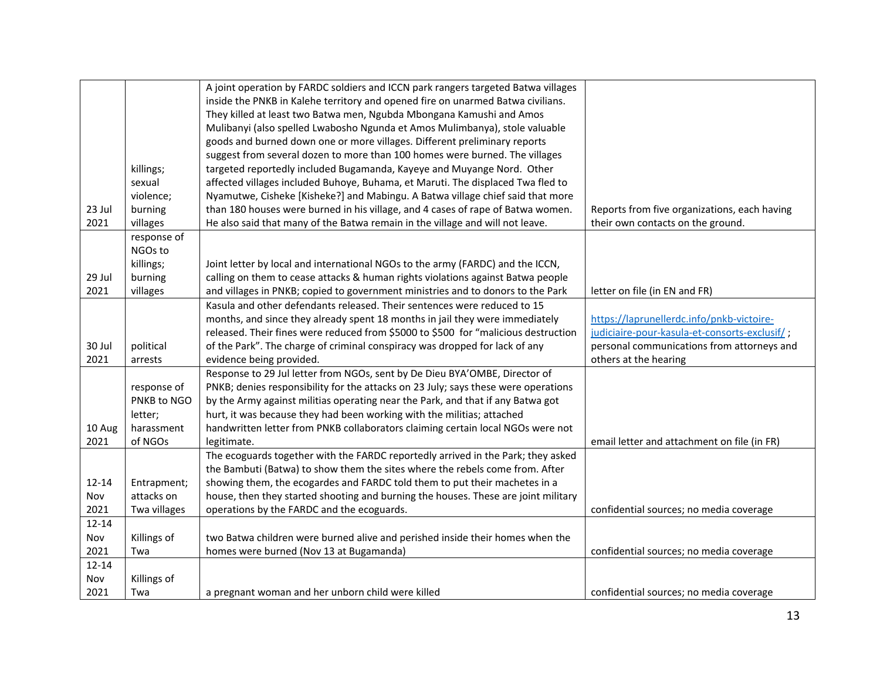| | | | |
|---|---|---|---|
| 23 Jul 2021 | killings; sexual violence; burning villages | A joint operation by FARDC soldiers and ICCN park rangers targeted Batwa villages inside the PNKB in Kalehe territory and opened fire on unarmed Batwa civilians. They killed at least two Batwa men, Ngubda Mbongana Kamushi and Amos Mulibanyi (also spelled Lwabosho Ngunda et Amos Mulimbanya), stole valuable goods and burned down one or more villages. Different preliminary reports suggest from several dozen to more than 100 homes were burned. The villages targeted reportedly included Bugamanda, Kayeye and Muyange Nord. Other affected villages included Buhoye, Buhama, et Maruti. The displaced Twa fled to Nyamutwe, Cisheke [Kisheke?] and Mabingu. A Batwa village chief said that more than 180 houses were burned in his village, and 4 cases of rape of Batwa women. He also said that many of the Batwa remain in the village and will not leave. | Reports from five organizations, each having their own contacts on the ground. |
| 29 Jul 2021 | response of NGOs to killings; burning villages | Joint letter by local and international NGOs to the army (FARDC) and the ICCN, calling on them to cease attacks & human rights violations against Batwa people and villages in PNKB; copied to government ministries and to donors to the Park | letter on file (in EN and FR) |
| 30 Jul 2021 | political arrests | Kasula and other defendants released. Their sentences were reduced to 15 months, and since they already spent 18 months in jail they were immediately released. Their fines were reduced from $5000 to $500 for "malicious destruction of the Park". The charge of criminal conspiracy was dropped for lack of any evidence being provided. | https://laprunellerdc.info/pnkb-victoire-judiciaire-pour-kasula-et-consorts-exclusif/ ; personal communications from attorneys and others at the hearing |
| 10 Aug 2021 | response of PNKB to NGO letter; harassment of NGOs | Response to 29 Jul letter from NGOs, sent by De Dieu BYA'OMBE, Director of PNKB; denies responsibility for the attacks on 23 July; says these were operations by the Army against militias operating near the Park, and that if any Batwa got hurt, it was because they had been working with the militias; attached handwritten letter from PNKB collaborators claiming certain local NGOs were not legitimate. | email letter and attachment on file (in FR) |
| 12-14 Nov 2021 | Entrapment; attacks on Twa villages | The ecoguards together with the FARDC reportedly arrived in the Park; they asked the Bambuti (Batwa) to show them the sites where the rebels come from. After showing them, the ecogardes and FARDC told them to put their machetes in a house, then they started shooting and burning the houses. These are joint military operations by the FARDC and the ecoguards. | confidential sources; no media coverage |
| 12-14 Nov 2021 | Killings of Twa | two Batwa children were burned alive and perished inside their homes when the homes were burned (Nov 13 at Bugamanda) | confidential sources; no media coverage |
| 12-14 Nov 2021 | Killings of Twa | a pregnant woman and her unborn child were killed | confidential sources; no media coverage |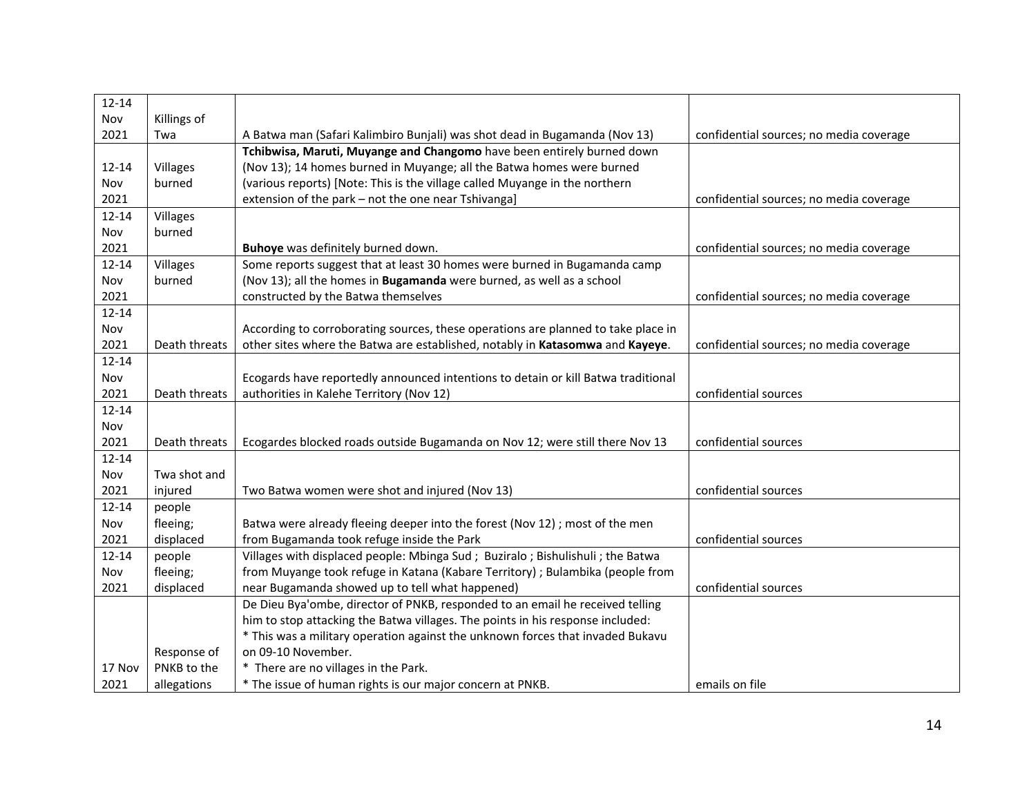| | | | |
|---|---|---|---|
| 12-14 Nov 2021 | Killings of Twa | A Batwa man (Safari Kalimbiro Bunjali) was shot dead in Bugamanda (Nov 13) | confidential sources; no media coverage |
| 12-14 Nov 2021 | Villages burned | **Tchibwisa, Maruti, Muyange and Changomo** have been entirely burned down (Nov 13); 14 homes burned in Muyange; all the Batwa homes were burned (various reports) [Note: This is the village called Muyange in the northern extension of the park – not the one near Tshivanga] | confidential sources; no media coverage |
| 12-14 Nov 2021 | Villages burned | **Buhoye** was definitely burned down. | confidential sources; no media coverage |
| 12-14 Nov 2021 | Villages burned | Some reports suggest that at least 30 homes were burned in Bugamanda camp (Nov 13); all the homes in **Bugamanda** were burned, as well as a school constructed by the Batwa themselves | confidential sources; no media coverage |
| 12-14 Nov 2021 | Death threats | According to corroborating sources, these operations are planned to take place in other sites where the Batwa are established, notably in **Katasomwa** and **Kayeye**. | confidential sources; no media coverage |
| 12-14 Nov 2021 | Death threats | Ecogards have reportedly announced intentions to detain or kill Batwa traditional authorities in Kalehe Territory (Nov 12) | confidential sources |
| 12-14 Nov 2021 | Death threats | Ecogardes blocked roads outside Bugamanda on Nov 12; were still there Nov 13 | confidential sources |
| 12-14 Nov 2021 | Twa shot and injured | Two Batwa women were shot and injured (Nov 13) | confidential sources |
| 12-14 Nov 2021 | people fleeing; displaced | Batwa were already fleeing deeper into the forest (Nov 12) ; most of the men from Bugamanda took refuge inside the Park | confidential sources |
| 12-14 Nov 2021 | people fleeing; displaced | Villages with displaced people: Mbinga Sud ; Buziralo ; Bishulishuli ; the Batwa from Muyange took refuge in Katana (Kabare Territory) ; Bulambika (people from near Bugamanda showed up to tell what happened) | confidential sources |
| 17 Nov 2021 | Response of PNKB to the allegations | De Dieu Bya'ombe, director of PNKB, responded to an email he received telling him to stop attacking the Batwa villages. The points in his response included: * This was a military operation against the unknown forces that invaded Bukavu on 09-10 November. * There are no villages in the Park. * The issue of human rights is our major concern at PNKB. | emails on file |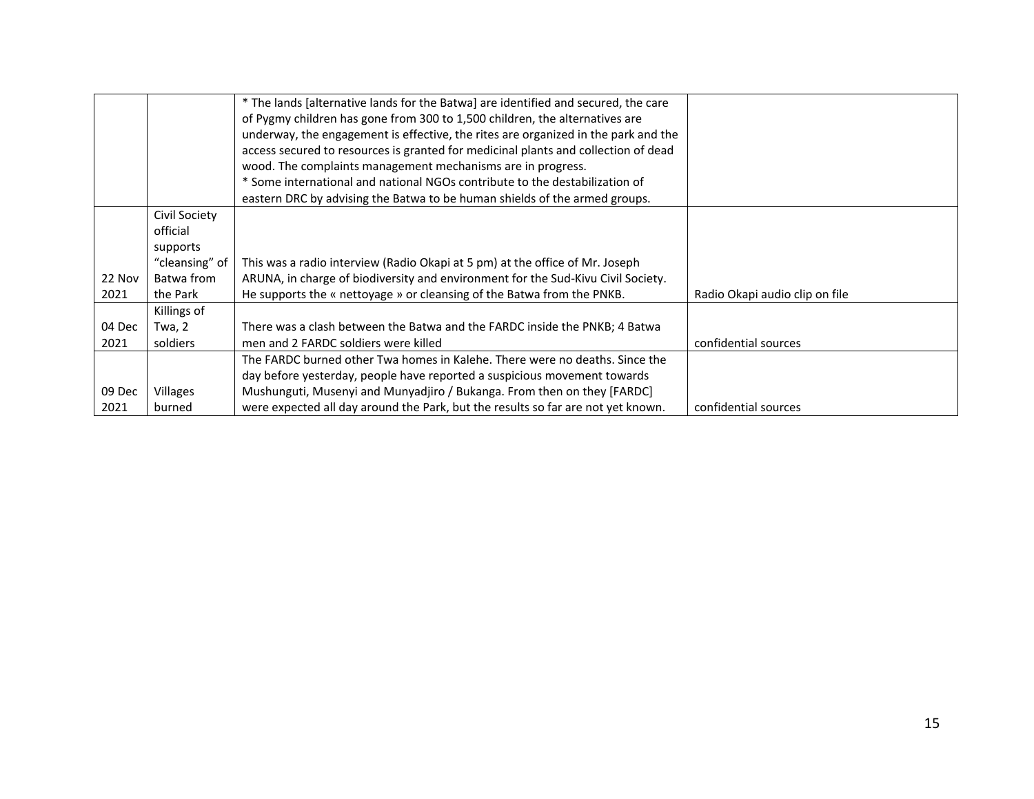| | | | |
|---|---|---|---|
| | | * The lands [alternative lands for the Batwa] are identified and secured, the care of Pygmy children has gone from 300 to 1,500 children, the alternatives are underway, the engagement is effective, the rites are organized in the park and the access secured to resources is granted for medicinal plants and collection of dead wood. The complaints management mechanisms are in progress.<br>* Some international and national NGOs contribute to the destabilization of eastern DRC by advising the Batwa to be human shields of the armed groups. | |
| 22 Nov 2021 | Civil Society official supports “cleansing” of Batwa from the Park | This was a radio interview (Radio Okapi at 5 pm) at the office of Mr. Joseph ARUNA, in charge of biodiversity and environment for the Sud-Kivu Civil Society. He supports the « nettoyage » or cleansing of the Batwa from the PNKB. | Radio Okapi audio clip on file |
| 04 Dec 2021 | Killings of Twa, 2 soldiers | There was a clash between the Batwa and the FARDC inside the PNKB; 4 Batwa men and 2 FARDC soldiers were killed | confidential sources |
| 09 Dec 2021 | Villages burned | The FARDC burned other Twa homes in Kalehe. There were no deaths. Since the day before yesterday, people have reported a suspicious movement towards Mushunguti, Musenyi and Munyadjiro / Bukanga. From then on they [FARDC] were expected all day around the Park, but the results so far are not yet known. | confidential sources |